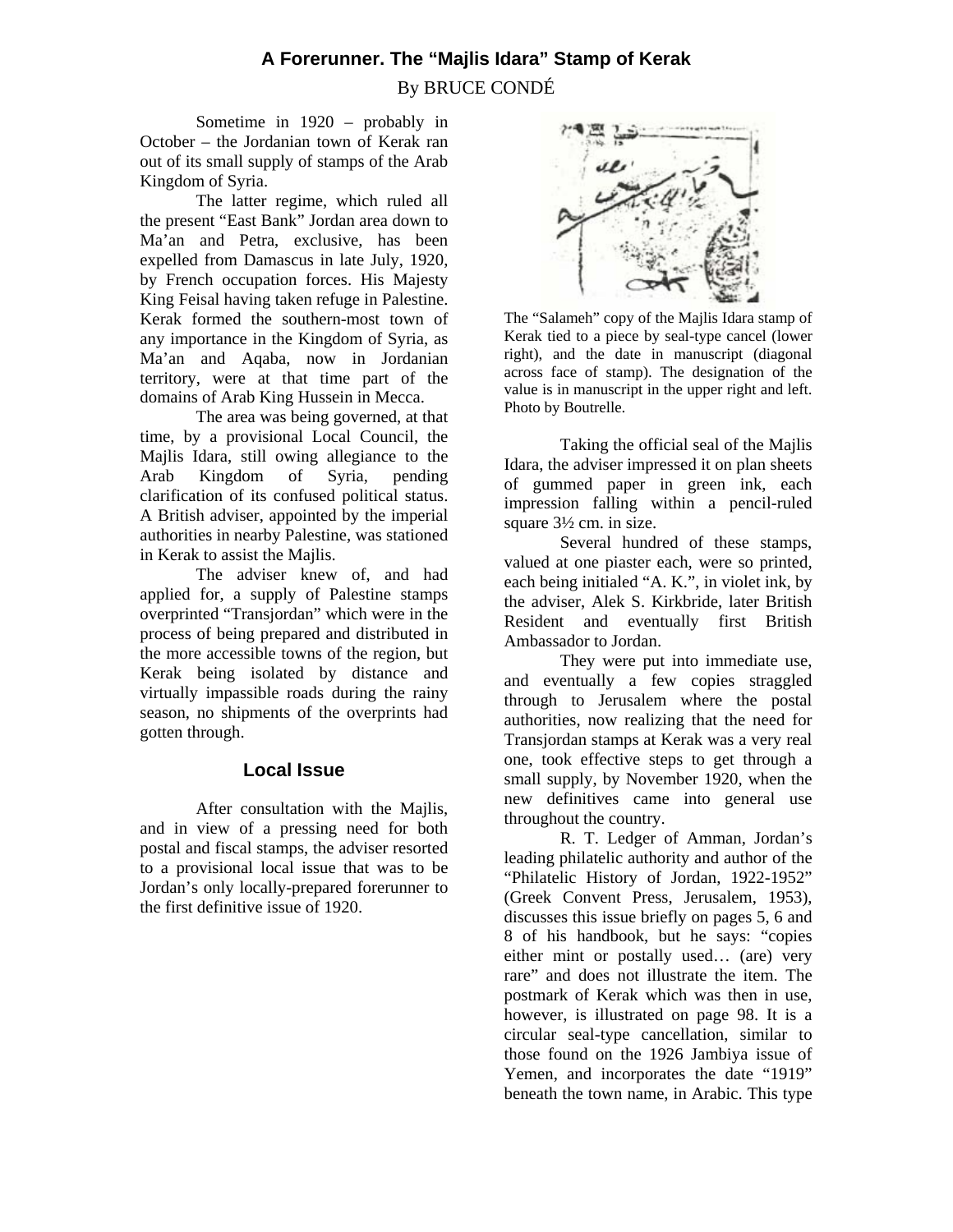## A Forerunner. The “Majlis Idara” Stamp of Kerak

By BRUCE CONDÉ

Sometime in 1920 – probably in October – the Jordanian town of Kerak ran out of its small supply of stamps of the Arab Kingdom of Syria.

The latter regime, which ruled all the present “East Bank” Jordan area down to Ma’an and Petra, exclusive, has been expelled from Damascus in late July, 1920, by French occupation forces. His Majesty King Feisal having taken refuge in Palestine. Kerak formed the southern-most town of any importance in the Kingdom of Syria, as Ma’an and Aqaba, now in Jordanian territory, were at that time part of the domains of Arab King Hussein in Mecca.

The area was being governed, at that time, by a provisional Local Council, the Majlis Idara, still owing allegiance to the Arab Kingdom of Syria, pending clarification of its confused political status. A British adviser, appointed by the imperial authorities in nearby Palestine, was stationed in Kerak to assist the Majlis.

The adviser knew of, and had applied for, a supply of Palestine stamps overprinted “Transjordan” which were in the process of being prepared and distributed in the more accessible towns of the region, but Kerak being isolated by distance and virtually impassible roads during the rainy season, no shipments of the overprints had gotten through.

### Local Issue

After consultation with the Majlis, and in view of a pressing need for both postal and fiscal stamps, the adviser resorted to a provisional local issue that was to be Jordan’s only locally-prepared forerunner to the first definitive issue of 1920.

The “Salameh” copy of the Majlis Idara stamp of Kerak tied to a piece by seal-type cancel (lower right), and the date in manuscript (diagonal across face of stamp). The designation of the value is in manuscript in the upper right and left. Photo by Boutrelle.

Taking the official seal of the Majlis Idara, the adviser impressed it on plan sheets of gummed paper in green ink, each impression falling within a pencil-ruled square 3½ cm. in size.

Several hundred of these stamps, valued at one piaster each, were so printed, each being initialed “A. K.”, in violet ink, by the adviser, Alek S. Kirkbride, later British Resident and eventually first British Ambassador to Jordan.

They were put into immediate use, and eventually a few copies straggled through to Jerusalem where the postal authorities, now realizing that the need for Transjordan stamps at Kerak was a very real one, took effective steps to get through a small supply, by November 1920, when the new definitives came into general use throughout the country.

R. T. Ledger of Amman, Jordan’s leading philatelic authority and author of the “Philatelic History of Jordan, 1922-1952” (Greek Convent Press, Jerusalem, 1953), discusses this issue briefly on pages 5, 6 and 8 of his handbook, but he says: “copies either mint or postally used… (are) very rare” and does not illustrate the item. The postmark of Kerak which was then in use, however, is illustrated on page 98. It is a circular seal-type cancellation, similar to those found on the 1926 Jambiya issue of Yemen, and incorporates the date “1919” beneath the town name, in Arabic. This type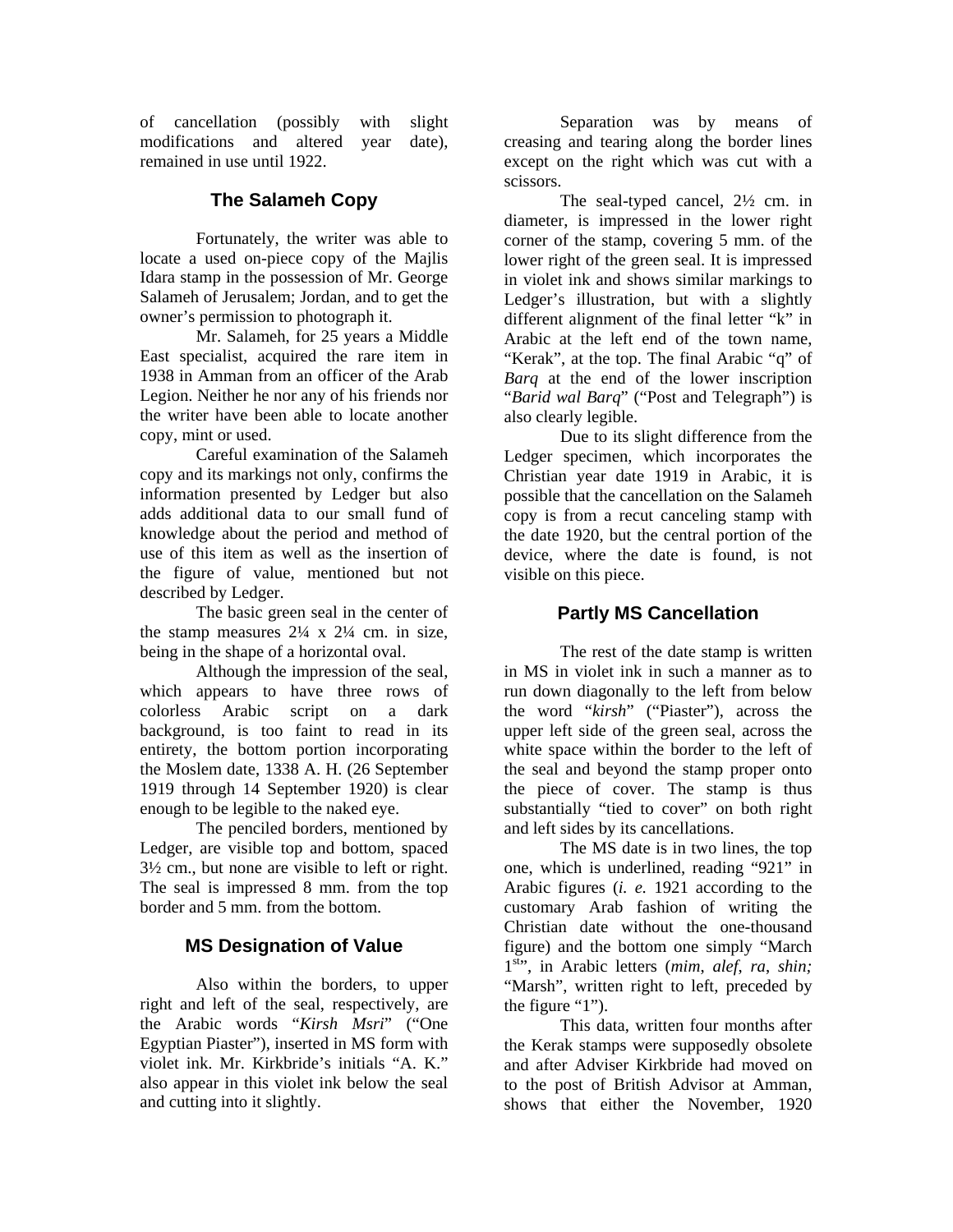of cancellation (possibly with slight modifications and altered year date), remained in use until 1922.

## The Salameh Copy

Fortunately, the writer was able to locate a used on-piece copy of the Majlis Idara stamp in the possession of Mr. George Salameh of Jerusalem; Jordan, and to get the owner's permission to photograph it.

Mr. Salameh, for 25 years a Middle East specialist, acquired the rare item in 1938 in Amman from an officer of the Arab Legion. Neither he nor any of his friends nor the writer have been able to locate another copy, mint or used.

Careful examination of the Salameh copy and its markings not only, confirms the information presented by Ledger but also adds additional data to our small fund of knowledge about the period and method of use of this item as well as the insertion of the figure of value, mentioned but not described by Ledger.

The basic green seal in the center of the stamp measures 2¼ x 2¼ cm. in size, being in the shape of a horizontal oval.

Although the impression of the seal, which appears to have three rows of colorless Arabic script on a dark background, is too faint to read in its entirety, the bottom portion incorporating the Moslem date, 1338 A. H. (26 September 1919 through 14 September 1920) is clear enough to be legible to the naked eye.

The penciled borders, mentioned by Ledger, are visible top and bottom, spaced 3½ cm., but none are visible to left or right. The seal is impressed 8 mm. from the top border and 5 mm. from the bottom.

## MS Designation of Value

Also within the borders, to upper right and left of the seal, respectively, are the Arabic words "*Kirsh Msri*" ("One Egyptian Piaster"), inserted in MS form with violet ink. Mr. Kirkbride's initials "A. K." also appear in this violet ink below the seal and cutting into it slightly.

Separation was by means of creasing and tearing along the border lines except on the right which was cut with a scissors.

The seal-typed cancel, 2½ cm. in diameter, is impressed in the lower right corner of the stamp, covering 5 mm. of the lower right of the green seal. It is impressed in violet ink and shows similar markings to Ledger's illustration, but with a slightly different alignment of the final letter "k" in Arabic at the left end of the town name, "Kerak", at the top. The final Arabic "q" of *Barq* at the end of the lower inscription "*Barid wal Barq*" ("Post and Telegraph") is also clearly legible.

Due to its slight difference from the Ledger specimen, which incorporates the Christian year date 1919 in Arabic, it is possible that the cancellation on the Salameh copy is from a recut canceling stamp with the date 1920, but the central portion of the device, where the date is found, is not visible on this piece.

## Partly MS Cancellation

The rest of the date stamp is written in MS in violet ink in such a manner as to run down diagonally to the left from below the word "*kirsh*" ("Piaster"), across the upper left side of the green seal, across the white space within the border to the left of the seal and beyond the stamp proper onto the piece of cover. The stamp is thus substantially "tied to cover" on both right and left sides by its cancellations.

The MS date is in two lines, the top one, which is underlined, reading "921" in Arabic figures (*i. e.* 1921 according to the customary Arab fashion of writing the Christian date without the one-thousand figure) and the bottom one simply "March 1st", in Arabic letters (*mim*, *alef*, *ra*, *shin;* "Marsh", written right to left, preceded by the figure "1").

This data, written four months after the Kerak stamps were supposedly obsolete and after Adviser Kirkbride had moved on to the post of British Advisor at Amman, shows that either the November, 1920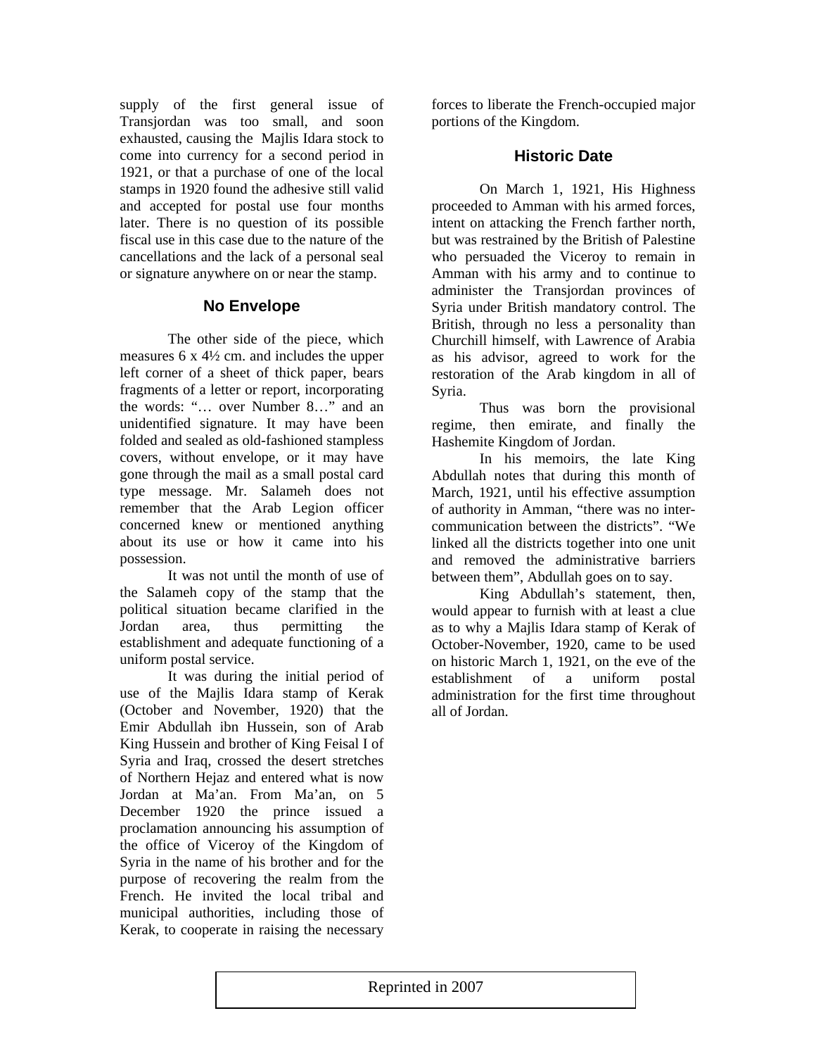supply of the first general issue of Transjordan was too small, and soon exhausted, causing the Majlis Idara stock to come into currency for a second period in 1921, or that a purchase of one of the local stamps in 1920 found the adhesive still valid and accepted for postal use four months later. There is no question of its possible fiscal use in this case due to the nature of the cancellations and the lack of a personal seal or signature anywhere on or near the stamp.

## No Envelope

The other side of the piece, which measures 6 x 4½ cm. and includes the upper left corner of a sheet of thick paper, bears fragments of a letter or report, incorporating the words: "… over Number 8…" and an unidentified signature. It may have been folded and sealed as old-fashioned stampless covers, without envelope, or it may have gone through the mail as a small postal card type message. Mr. Salameh does not remember that the Arab Legion officer concerned knew or mentioned anything about its use or how it came into his possession.

It was not until the month of use of the Salameh copy of the stamp that the political situation became clarified in the Jordan area, thus permitting the establishment and adequate functioning of a uniform postal service.

It was during the initial period of use of the Majlis Idara stamp of Kerak (October and November, 1920) that the Emir Abdullah ibn Hussein, son of Arab King Hussein and brother of King Feisal I of Syria and Iraq, crossed the desert stretches of Northern Hejaz and entered what is now Jordan at Ma'an. From Ma'an, on 5 December 1920 the prince issued a proclamation announcing his assumption of the office of Viceroy of the Kingdom of Syria in the name of his brother and for the purpose of recovering the realm from the French. He invited the local tribal and municipal authorities, including those of Kerak, to cooperate in raising the necessary forces to liberate the French-occupied major portions of the Kingdom.

## Historic Date

On March 1, 1921, His Highness proceeded to Amman with his armed forces, intent on attacking the French farther north, but was restrained by the British of Palestine who persuaded the Viceroy to remain in Amman with his army and to continue to administer the Transjordan provinces of Syria under British mandatory control. The British, through no less a personality than Churchill himself, with Lawrence of Arabia as his advisor, agreed to work for the restoration of the Arab kingdom in all of Syria.

Thus was born the provisional regime, then emirate, and finally the Hashemite Kingdom of Jordan.

In his memoirs, the late King Abdullah notes that during this month of March, 1921, until his effective assumption of authority in Amman, "there was no inter-communication between the districts". "We linked all the districts together into one unit and removed the administrative barriers between them", Abdullah goes on to say.

King Abdullah's statement, then, would appear to furnish with at least a clue as to why a Majlis Idara stamp of Kerak of October-November, 1920, came to be used on historic March 1, 1921, on the eve of the establishment of a uniform postal administration for the first time throughout all of Jordan.

Reprinted in 2007